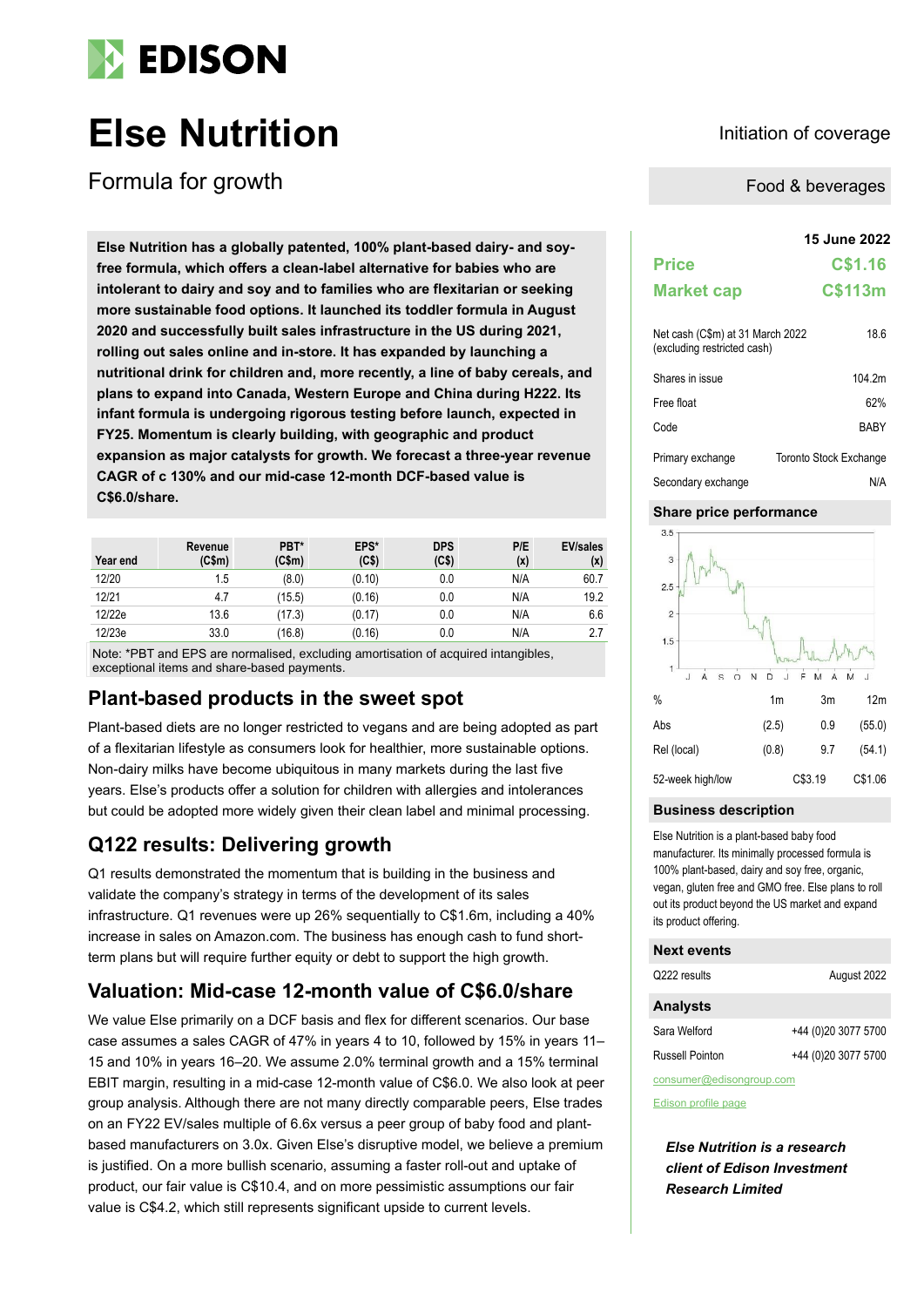# Else Nutrition

## Formula for growth

Initiation of coverage

Food & beverages

**Else Nutrition has a globally patented, 100% plant-based dairy- and soy-free formula, which offers a clean-label alternative for babies who are intolerant to dairy and soy and to families who are flexitarian or seeking more sustainable food options. It launched its toddler formula in August 2020 and successfully built sales infrastructure in the US during 2021, rolling out sales online and in-store. It has expanded by launching a nutritional drink for children and, more recently, a line of baby cereals, and plans to expand into Canada, Western Europe and China during H222. Its infant formula is undergoing rigorous testing before launch, expected in FY25. Momentum is clearly building, with geographic and product expansion as major catalysts for growth. We forecast a three-year revenue CAGR of c 130% and our mid-case 12-month DCF-based value is C$6.0/share.**

| Year end | Revenue (C$m) | PBT* (C$m) | EPS* (C$) | DPS (C$) | P/E (x) | EV/sales (x) |
|---|---|---|---|---|---|---|
| 12/20 | 1.5 | (8.0) | (0.10) | 0.0 | N/A | 60.7 |
| 12/21 | 4.7 | (15.5) | (0.16) | 0.0 | N/A | 19.2 |
| 12/22e | 13.6 | (17.3) | (0.17) | 0.0 | N/A | 6.6 |
| 12/23e | 33.0 | (16.8) | (0.16) | 0.0 | N/A | 2.7 |

Note: *PBT and EPS are normalised, excluding amortisation of acquired intangibles, exceptional items and share-based payments.

## Plant-based products in the sweet spot

Plant-based diets are no longer restricted to vegans and are being adopted as part of a flexitarian lifestyle as consumers look for healthier, more sustainable options. Non-dairy milks have become ubiquitous in many markets during the last five years. Else's products offer a solution for children with allergies and intolerances but could be adopted more widely given their clean label and minimal processing.

## Q122 results: Delivering growth

Q1 results demonstrated the momentum that is building in the business and validate the company's strategy in terms of the development of its sales infrastructure. Q1 revenues were up 26% sequentially to C$1.6m, including a 40% increase in sales on Amazon.com. The business has enough cash to fund short-term plans but will require further equity or debt to support the high growth.

## Valuation: Mid-case 12-month value of C$6.0/share

We value Else primarily on a DCF basis and flex for different scenarios. Our base case assumes a sales CAGR of 47% in years 4 to 10, followed by 15% in years 11–15 and 10% in years 16–20. We assume 2.0% terminal growth and a 15% terminal EBIT margin, resulting in a mid-case 12-month value of C$6.0. We also look at peer group analysis. Although there are not many directly comparable peers, Else trades on an FY22 EV/sales multiple of 6.6x versus a peer group of baby food and plant-based manufacturers on 3.0x. Given Else's disruptive model, we believe a premium is justified. On a more bullish scenario, assuming a faster roll-out and uptake of product, our fair value is C$10.4, and on more pessimistic assumptions our fair value is C$4.2, which still represents significant upside to current levels.

**15 June 2022**

| | |
|---|---|
| **Price** | **C$1.16** |
| **Market cap** | **C$113m** |

| | |
|---|---|
| Net cash (C$m) at 31 March 2022 (excluding restricted cash) | 18.6 |
| Shares in issue | 104.2m |
| Free float | 62% |
| Code | BABY |
| Primary exchange | Toronto Stock Exchange |
| Secondary exchange | N/A |

### Share price performance

| % | 1m | 3m | 12m |
|---|---|---|---|
| Abs | (2.5) | 0.9 | (55.0) |
| Rel (local) | (0.8) | 9.7 | (54.1) |
| 52-week high/low | | C$3.19 | C$1.06 |

### Business description

Else Nutrition is a plant-based baby food manufacturer. Its minimally processed formula is 100% plant-based, dairy and soy free, organic, vegan, gluten free and GMO free. Else plans to roll out its product beyond the US market and expand its product offering.

### Next events

| | |
|---|---|
| Q222 results | August 2022 |

### Analysts

| | |
|---|---|
| Sara Welford | +44 (0)20 3077 5700 |
| Russell Pointon | +44 (0)20 3077 5700 |

consumer@edisongroup.com

Edison profile page

***Else Nutrition is a research client of Edison Investment Research Limited***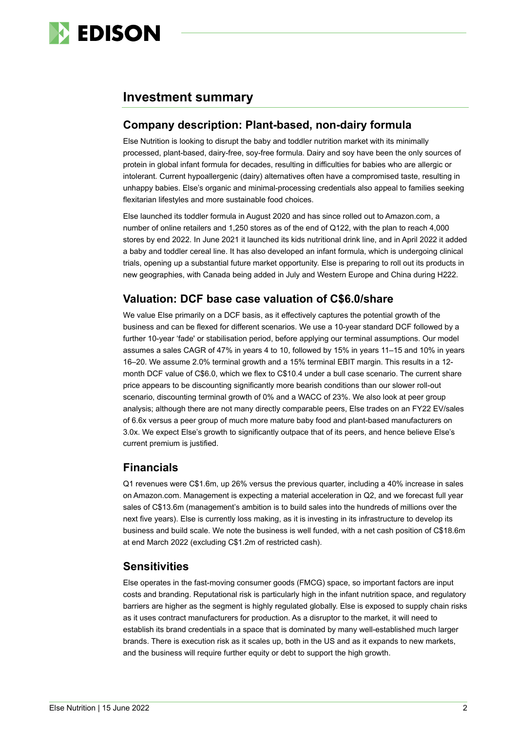# Investment summary

## Company description: Plant-based, non-dairy formula

Else Nutrition is looking to disrupt the baby and toddler nutrition market with its minimally processed, plant-based, dairy-free, soy-free formula. Dairy and soy have been the only sources of protein in global infant formula for decades, resulting in difficulties for babies who are allergic or intolerant. Current hypoallergenic (dairy) alternatives often have a compromised taste, resulting in unhappy babies. Else's organic and minimal-processing credentials also appeal to families seeking flexitarian lifestyles and more sustainable food choices.

Else launched its toddler formula in August 2020 and has since rolled out to Amazon.com, a number of online retailers and 1,250 stores as of the end of Q122, with the plan to reach 4,000 stores by end 2022. In June 2021 it launched its kids nutritional drink line, and in April 2022 it added a baby and toddler cereal line. It has also developed an infant formula, which is undergoing clinical trials, opening up a substantial future market opportunity. Else is preparing to roll out its products in new geographies, with Canada being added in July and Western Europe and China during H222.

## Valuation: DCF base case valuation of C$6.0/share

We value Else primarily on a DCF basis, as it effectively captures the potential growth of the business and can be flexed for different scenarios. We use a 10-year standard DCF followed by a further 10-year 'fade' or stabilisation period, before applying our terminal assumptions. Our model assumes a sales CAGR of 47% in years 4 to 10, followed by 15% in years 11–15 and 10% in years 16–20. We assume 2.0% terminal growth and a 15% terminal EBIT margin. This results in a 12-month DCF value of C$6.0, which we flex to C$10.4 under a bull case scenario. The current share price appears to be discounting significantly more bearish conditions than our slower roll-out scenario, discounting terminal growth of 0% and a WACC of 23%. We also look at peer group analysis; although there are not many directly comparable peers, Else trades on an FY22 EV/sales of 6.6x versus a peer group of much more mature baby food and plant-based manufacturers on 3.0x. We expect Else's growth to significantly outpace that of its peers, and hence believe Else's current premium is justified.

## Financials

Q1 revenues were C$1.6m, up 26% versus the previous quarter, including a 40% increase in sales on Amazon.com. Management is expecting a material acceleration in Q2, and we forecast full year sales of C$13.6m (management's ambition is to build sales into the hundreds of millions over the next five years). Else is currently loss making, as it is investing in its infrastructure to develop its business and build scale. We note the business is well funded, with a net cash position of C$18.6m at end March 2022 (excluding C$1.2m of restricted cash).

## Sensitivities

Else operates in the fast-moving consumer goods (FMCG) space, so important factors are input costs and branding. Reputational risk is particularly high in the infant nutrition space, and regulatory barriers are higher as the segment is highly regulated globally. Else is exposed to supply chain risks as it uses contract manufacturers for production. As a disruptor to the market, it will need to establish its brand credentials in a space that is dominated by many well-established much larger brands. There is execution risk as it scales up, both in the US and as it expands to new markets, and the business will require further equity or debt to support the high growth.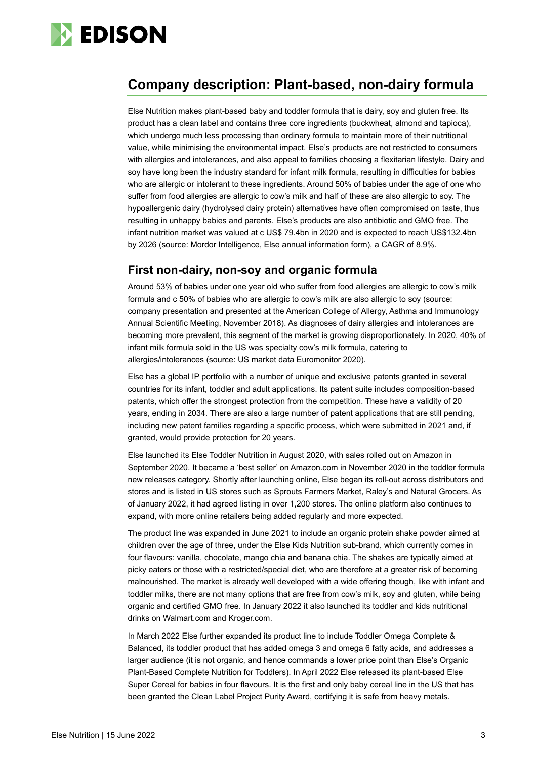## Company description: Plant-based, non-dairy formula

Else Nutrition makes plant-based baby and toddler formula that is dairy, soy and gluten free. Its product has a clean label and contains three core ingredients (buckwheat, almond and tapioca), which undergo much less processing than ordinary formula to maintain more of their nutritional value, while minimising the environmental impact. Else's products are not restricted to consumers with allergies and intolerances, and also appeal to families choosing a flexitarian lifestyle. Dairy and soy have long been the industry standard for infant milk formula, resulting in difficulties for babies who are allergic or intolerant to these ingredients. Around 50% of babies under the age of one who suffer from food allergies are allergic to cow's milk and half of these are also allergic to soy. The hypoallergenic dairy (hydrolysed dairy protein) alternatives have often compromised on taste, thus resulting in unhappy babies and parents. Else's products are also antibiotic and GMO free. The infant nutrition market was valued at c US$ 79.4bn in 2020 and is expected to reach US$132.4bn by 2026 (source: Mordor Intelligence, Else annual information form), a CAGR of 8.9%.

### First non-dairy, non-soy and organic formula

Around 53% of babies under one year old who suffer from food allergies are allergic to cow's milk formula and c 50% of babies who are allergic to cow's milk are also allergic to soy (source: company presentation and presented at the American College of Allergy, Asthma and Immunology Annual Scientific Meeting, November 2018). As diagnoses of dairy allergies and intolerances are becoming more prevalent, this segment of the market is growing disproportionately. In 2020, 40% of infant milk formula sold in the US was specialty cow's milk formula, catering to allergies/intolerances (source: US market data Euromonitor 2020).

Else has a global IP portfolio with a number of unique and exclusive patents granted in several countries for its infant, toddler and adult applications. Its patent suite includes composition-based patents, which offer the strongest protection from the competition. These have a validity of 20 years, ending in 2034. There are also a large number of patent applications that are still pending, including new patent families regarding a specific process, which were submitted in 2021 and, if granted, would provide protection for 20 years.

Else launched its Else Toddler Nutrition in August 2020, with sales rolled out on Amazon in September 2020. It became a 'best seller' on Amazon.com in November 2020 in the toddler formula new releases category. Shortly after launching online, Else began its roll-out across distributors and stores and is listed in US stores such as Sprouts Farmers Market, Raley's and Natural Grocers. As of January 2022, it had agreed listing in over 1,200 stores. The online platform also continues to expand, with more online retailers being added regularly and more expected.

The product line was expanded in June 2021 to include an organic protein shake powder aimed at children over the age of three, under the Else Kids Nutrition sub-brand, which currently comes in four flavours: vanilla, chocolate, mango chia and banana chia. The shakes are typically aimed at picky eaters or those with a restricted/special diet, who are therefore at a greater risk of becoming malnourished. The market is already well developed with a wide offering though, like with infant and toddler milks, there are not many options that are free from cow's milk, soy and gluten, while being organic and certified GMO free. In January 2022 it also launched its toddler and kids nutritional drinks on Walmart.com and Kroger.com.

In March 2022 Else further expanded its product line to include Toddler Omega Complete & Balanced, its toddler product that has added omega 3 and omega 6 fatty acids, and addresses a larger audience (it is not organic, and hence commands a lower price point than Else's Organic Plant-Based Complete Nutrition for Toddlers). In April 2022 Else released its plant-based Else Super Cereal for babies in four flavours. It is the first and only baby cereal line in the US that has been granted the Clean Label Project Purity Award, certifying it is safe from heavy metals.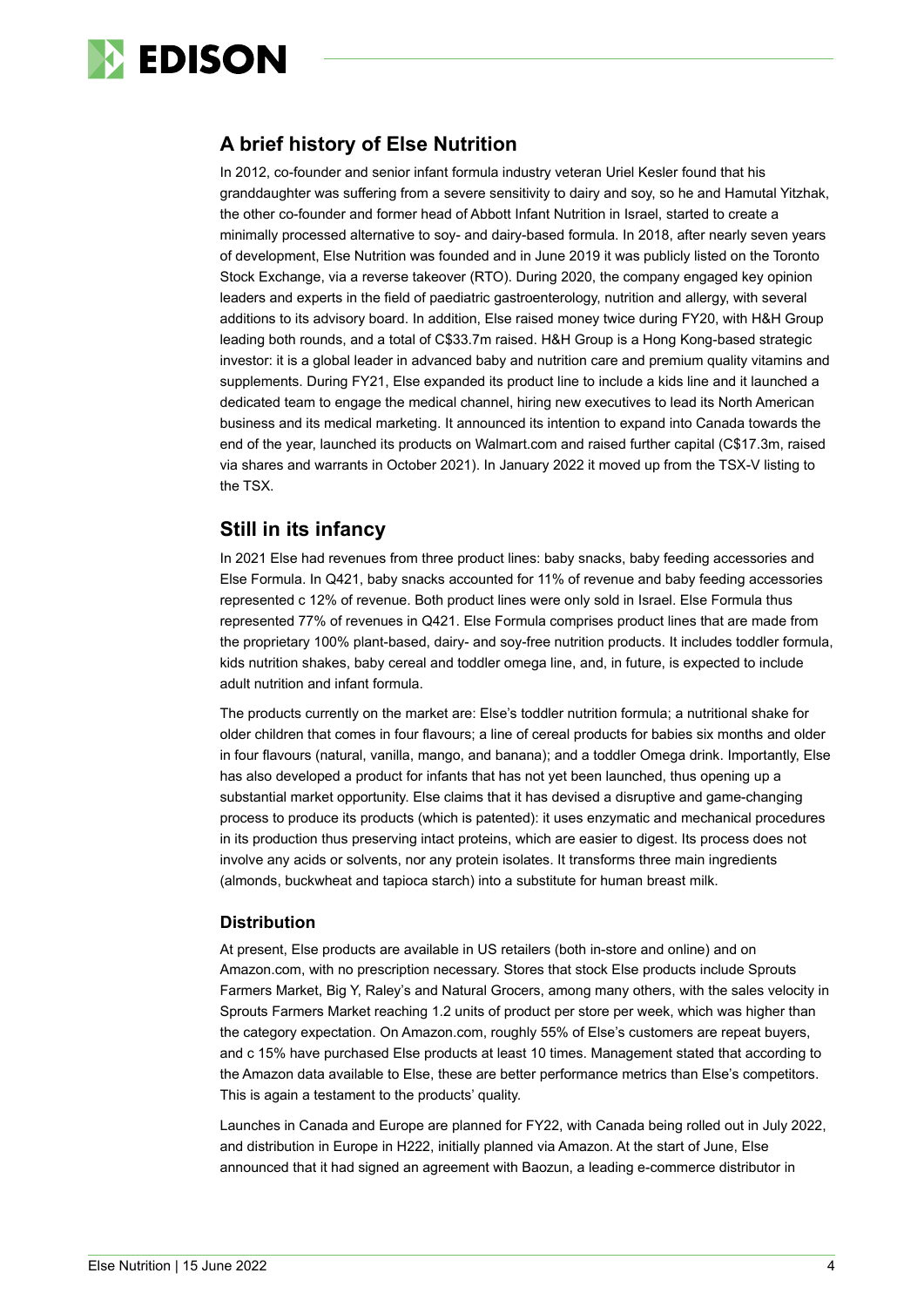## A brief history of Else Nutrition

In 2012, co-founder and senior infant formula industry veteran Uriel Kesler found that his granddaughter was suffering from a severe sensitivity to dairy and soy, so he and Hamutal Yitzhak, the other co-founder and former head of Abbott Infant Nutrition in Israel, started to create a minimally processed alternative to soy- and dairy-based formula. In 2018, after nearly seven years of development, Else Nutrition was founded and in June 2019 it was publicly listed on the Toronto Stock Exchange, via a reverse takeover (RTO). During 2020, the company engaged key opinion leaders and experts in the field of paediatric gastroenterology, nutrition and allergy, with several additions to its advisory board. In addition, Else raised money twice during FY20, with H&H Group leading both rounds, and a total of C$33.7m raised. H&H Group is a Hong Kong-based strategic investor: it is a global leader in advanced baby and nutrition care and premium quality vitamins and supplements. During FY21, Else expanded its product line to include a kids line and it launched a dedicated team to engage the medical channel, hiring new executives to lead its North American business and its medical marketing. It announced its intention to expand into Canada towards the end of the year, launched its products on Walmart.com and raised further capital (C$17.3m, raised via shares and warrants in October 2021). In January 2022 it moved up from the TSX-V listing to the TSX.

## Still in its infancy

In 2021 Else had revenues from three product lines: baby snacks, baby feeding accessories and Else Formula. In Q421, baby snacks accounted for 11% of revenue and baby feeding accessories represented c 12% of revenue. Both product lines were only sold in Israel. Else Formula thus represented 77% of revenues in Q421. Else Formula comprises product lines that are made from the proprietary 100% plant-based, dairy- and soy-free nutrition products. It includes toddler formula, kids nutrition shakes, baby cereal and toddler omega line, and, in future, is expected to include adult nutrition and infant formula.

The products currently on the market are: Else's toddler nutrition formula; a nutritional shake for older children that comes in four flavours; a line of cereal products for babies six months and older in four flavours (natural, vanilla, mango, and banana); and a toddler Omega drink. Importantly, Else has also developed a product for infants that has not yet been launched, thus opening up a substantial market opportunity. Else claims that it has devised a disruptive and game-changing process to produce its products (which is patented): it uses enzymatic and mechanical procedures in its production thus preserving intact proteins, which are easier to digest. Its process does not involve any acids or solvents, nor any protein isolates. It transforms three main ingredients (almonds, buckwheat and tapioca starch) into a substitute for human breast milk.

### Distribution

At present, Else products are available in US retailers (both in-store and online) and on Amazon.com, with no prescription necessary. Stores that stock Else products include Sprouts Farmers Market, Big Y, Raley's and Natural Grocers, among many others, with the sales velocity in Sprouts Farmers Market reaching 1.2 units of product per store per week, which was higher than the category expectation. On Amazon.com, roughly 55% of Else's customers are repeat buyers, and c 15% have purchased Else products at least 10 times. Management stated that according to the Amazon data available to Else, these are better performance metrics than Else's competitors. This is again a testament to the products' quality.

Launches in Canada and Europe are planned for FY22, with Canada being rolled out in July 2022, and distribution in Europe in H222, initially planned via Amazon. At the start of June, Else announced that it had signed an agreement with Baozun, a leading e-commerce distributor in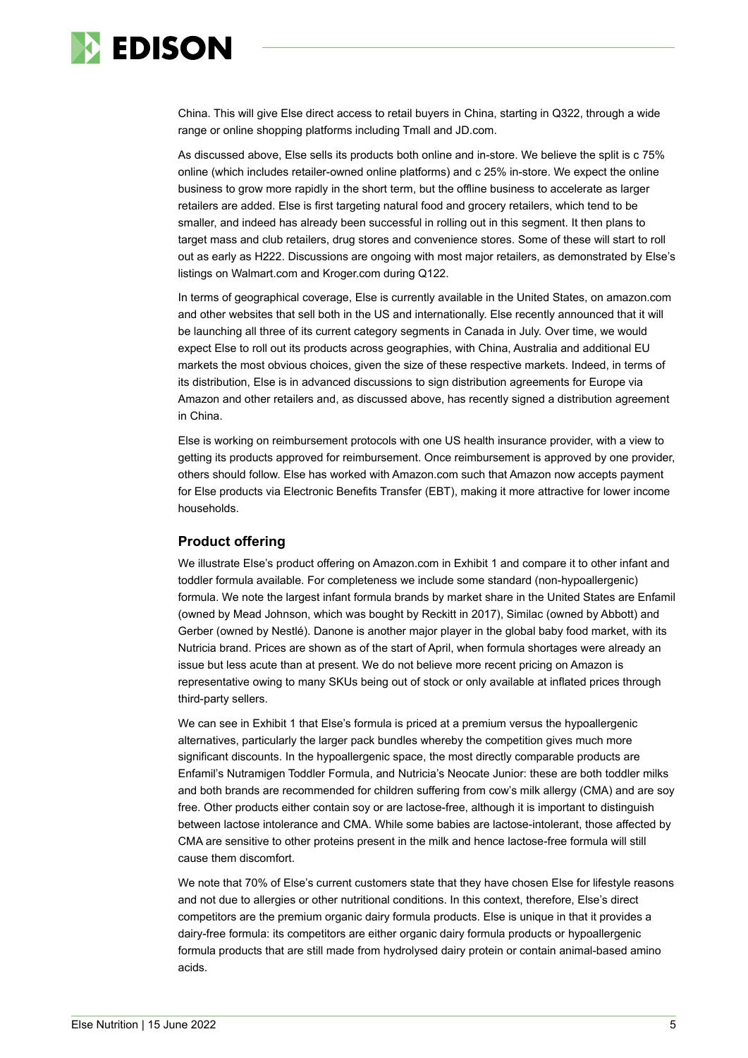China. This will give Else direct access to retail buyers in China, starting in Q322, through a wide range or online shopping platforms including Tmall and JD.com.

As discussed above, Else sells its products both online and in-store. We believe the split is c 75% online (which includes retailer-owned online platforms) and c 25% in-store. We expect the online business to grow more rapidly in the short term, but the offline business to accelerate as larger retailers are added. Else is first targeting natural food and grocery retailers, which tend to be smaller, and indeed has already been successful in rolling out in this segment. It then plans to target mass and club retailers, drug stores and convenience stores. Some of these will start to roll out as early as H222. Discussions are ongoing with most major retailers, as demonstrated by Else's listings on Walmart.com and Kroger.com during Q122.

In terms of geographical coverage, Else is currently available in the United States, on amazon.com and other websites that sell both in the US and internationally. Else recently announced that it will be launching all three of its current category segments in Canada in July. Over time, we would expect Else to roll out its products across geographies, with China, Australia and additional EU markets the most obvious choices, given the size of these respective markets. Indeed, in terms of its distribution, Else is in advanced discussions to sign distribution agreements for Europe via Amazon and other retailers and, as discussed above, has recently signed a distribution agreement in China.

Else is working on reimbursement protocols with one US health insurance provider, with a view to getting its products approved for reimbursement. Once reimbursement is approved by one provider, others should follow. Else has worked with Amazon.com such that Amazon now accepts payment for Else products via Electronic Benefits Transfer (EBT), making it more attractive for lower income households.

## Product offering

We illustrate Else's product offering on Amazon.com in Exhibit 1 and compare it to other infant and toddler formula available. For completeness we include some standard (non-hypoallergenic) formula. We note the largest infant formula brands by market share in the United States are Enfamil (owned by Mead Johnson, which was bought by Reckitt in 2017), Similac (owned by Abbott) and Gerber (owned by Nestlé). Danone is another major player in the global baby food market, with its Nutricia brand. Prices are shown as of the start of April, when formula shortages were already an issue but less acute than at present. We do not believe more recent pricing on Amazon is representative owing to many SKUs being out of stock or only available at inflated prices through third-party sellers.

We can see in Exhibit 1 that Else's formula is priced at a premium versus the hypoallergenic alternatives, particularly the larger pack bundles whereby the competition gives much more significant discounts. In the hypoallergenic space, the most directly comparable products are Enfamil's Nutramigen Toddler Formula, and Nutricia's Neocate Junior: these are both toddler milks and both brands are recommended for children suffering from cow's milk allergy (CMA) and are soy free. Other products either contain soy or are lactose-free, although it is important to distinguish between lactose intolerance and CMA. While some babies are lactose-intolerant, those affected by CMA are sensitive to other proteins present in the milk and hence lactose-free formula will still cause them discomfort.

We note that 70% of Else's current customers state that they have chosen Else for lifestyle reasons and not due to allergies or other nutritional conditions. In this context, therefore, Else's direct competitors are the premium organic dairy formula products. Else is unique in that it provides a dairy-free formula: its competitors are either organic dairy formula products or hypoallergenic formula products that are still made from hydrolysed dairy protein or contain animal-based amino acids.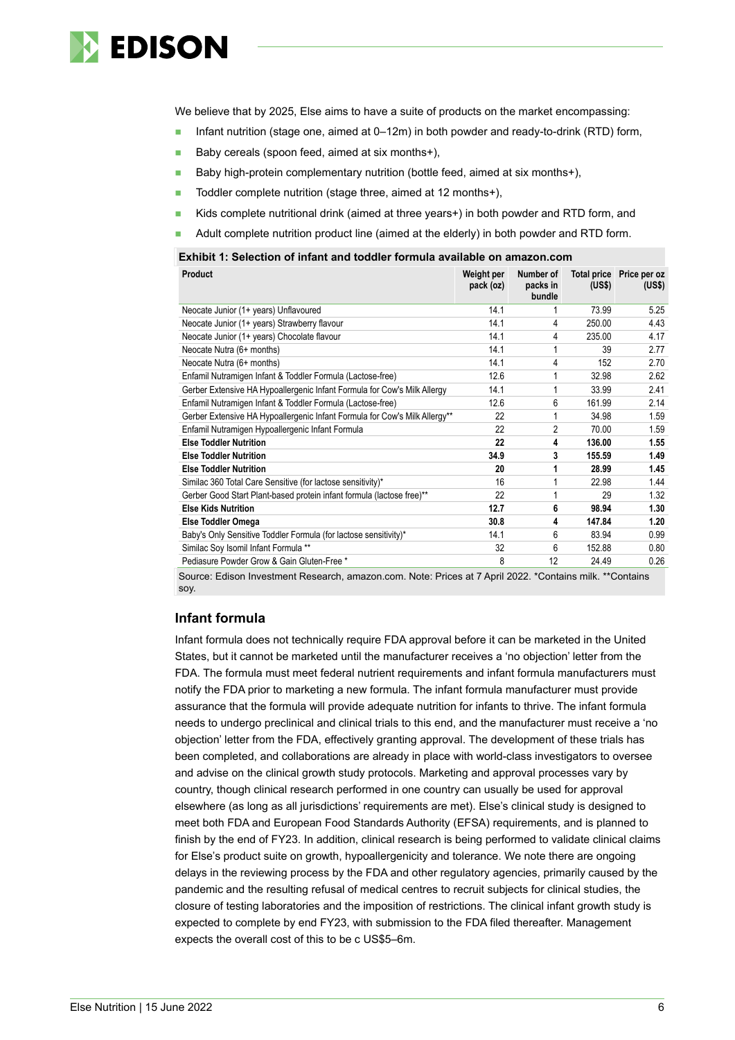We believe that by 2025, Else aims to have a suite of products on the market encompassing:

- Infant nutrition (stage one, aimed at 0–12m) in both powder and ready-to-drink (RTD) form,
- Baby cereals (spoon feed, aimed at six months+),
- Baby high-protein complementary nutrition (bottle feed, aimed at six months+),
- Toddler complete nutrition (stage three, aimed at 12 months+),
- Kids complete nutritional drink (aimed at three years+) in both powder and RTD form, and
- Adult complete nutrition product line (aimed at the elderly) in both powder and RTD form.

**Exhibit 1: Selection of infant and toddler formula available on amazon.com**

| Product | Weight per pack (oz) | Number of packs in bundle | Total price (US$) | Price per oz (US$) |
|---|---|---|---|---|
| Neocate Junior (1+ years) Unflavoured | 14.1 | 1 | 73.99 | 5.25 |
| Neocate Junior (1+ years) Strawberry flavour | 14.1 | 4 | 250.00 | 4.43 |
| Neocate Junior (1+ years) Chocolate flavour | 14.1 | 4 | 235.00 | 4.17 |
| Neocate Nutra (6+ months) | 14.1 | 1 | 39 | 2.77 |
| Neocate Nutra (6+ months) | 14.1 | 4 | 152 | 2.70 |
| Enfamil Nutramigen Infant & Toddler Formula (Lactose-free) | 12.6 | 1 | 32.98 | 2.62 |
| Gerber Extensive HA Hypoallergenic Infant Formula for Cow's Milk Allergy | 14.1 | 1 | 33.99 | 2.41 |
| Enfamil Nutramigen Infant & Toddler Formula (Lactose-free) | 12.6 | 6 | 161.99 | 2.14 |
| Gerber Extensive HA Hypoallergenic Infant Formula for Cow's Milk Allergy** | 22 | 1 | 34.98 | 1.59 |
| Enfamil Nutramigen Hypoallergenic Infant Formula | 22 | 2 | 70.00 | 1.59 |
| **Else Toddler Nutrition** | **22** | **4** | **136.00** | **1.55** |
| **Else Toddler Nutrition** | **34.9** | **3** | **155.59** | **1.49** |
| **Else Toddler Nutrition** | **20** | **1** | **28.99** | **1.45** |
| Similac 360 Total Care Sensitive (for lactose sensitivity)* | 16 | 1 | 22.98 | 1.44 |
| Gerber Good Start Plant-based protein infant formula (lactose free)** | 22 | 1 | 29 | 1.32 |
| **Else Kids Nutrition** | **12.7** | **6** | **98.94** | **1.30** |
| **Else Toddler Omega** | **30.8** | **4** | **147.84** | **1.20** |
| Baby's Only Sensitive Toddler Formula (for lactose sensitivity)* | 14.1 | 6 | 83.94 | 0.99 |
| Similac Soy Isomil Infant Formula ** | 32 | 6 | 152.88 | 0.80 |
| Pediasure Powder Grow & Gain Gluten-Free * | 8 | 12 | 24.49 | 0.26 |

Source: Edison Investment Research, amazon.com. Note: Prices at 7 April 2022. *Contains milk. **Contains soy.

## Infant formula

Infant formula does not technically require FDA approval before it can be marketed in the United States, but it cannot be marketed until the manufacturer receives a 'no objection' letter from the FDA. The formula must meet federal nutrient requirements and infant formula manufacturers must notify the FDA prior to marketing a new formula. The infant formula manufacturer must provide assurance that the formula will provide adequate nutrition for infants to thrive. The infant formula needs to undergo preclinical and clinical trials to this end, and the manufacturer must receive a 'no objection' letter from the FDA, effectively granting approval. The development of these trials has been completed, and collaborations are already in place with world-class investigators to oversee and advise on the clinical growth study protocols. Marketing and approval processes vary by country, though clinical research performed in one country can usually be used for approval elsewhere (as long as all jurisdictions' requirements are met). Else's clinical study is designed to meet both FDA and European Food Standards Authority (EFSA) requirements, and is planned to finish by the end of FY23. In addition, clinical research is being performed to validate clinical claims for Else's product suite on growth, hypoallergenicity and tolerance. We note there are ongoing delays in the reviewing process by the FDA and other regulatory agencies, primarily caused by the pandemic and the resulting refusal of medical centres to recruit subjects for clinical studies, the closure of testing laboratories and the imposition of restrictions. The clinical infant growth study is expected to complete by end FY23, with submission to the FDA filed thereafter. Management expects the overall cost of this to be c US$5–6m.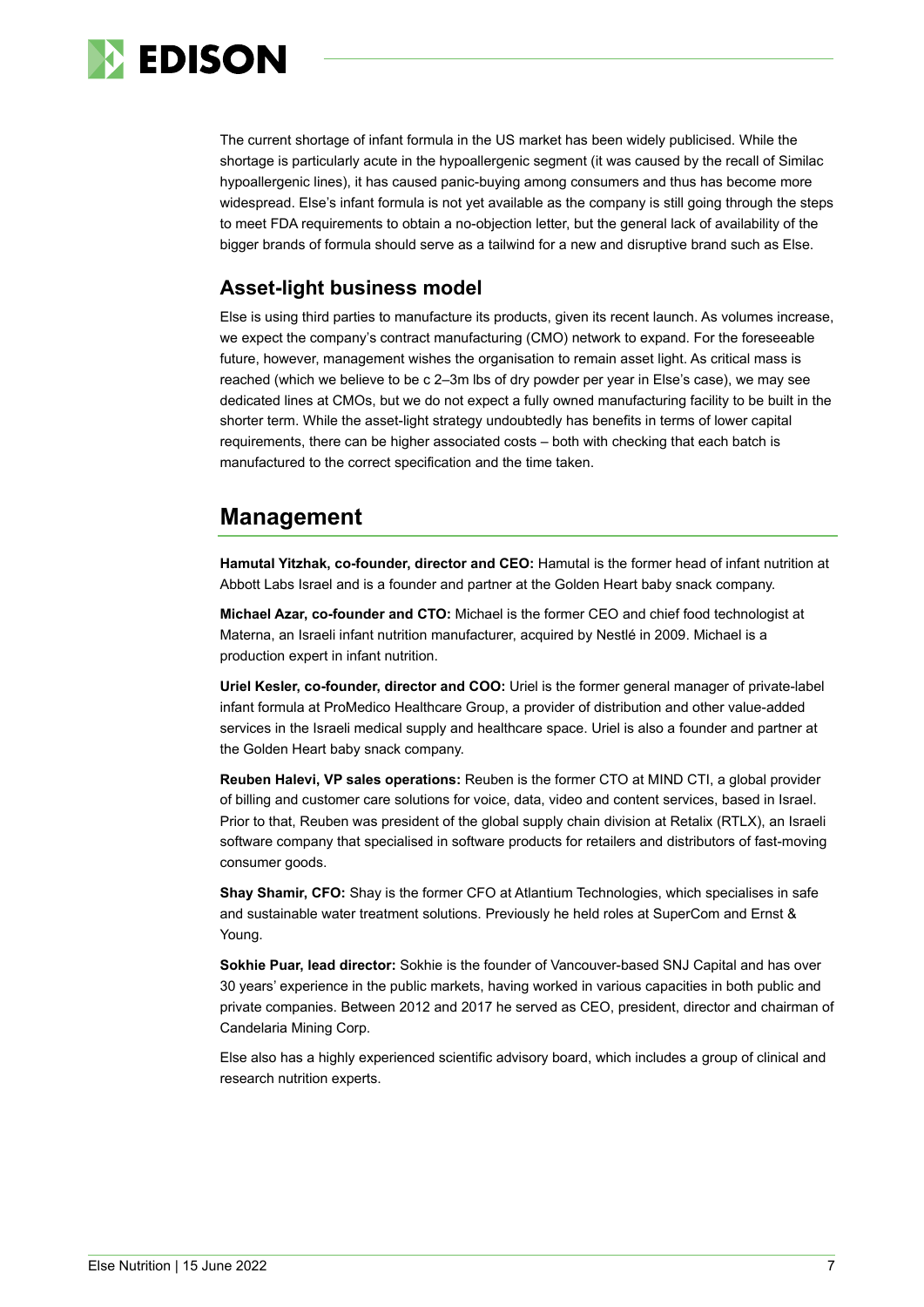The current shortage of infant formula in the US market has been widely publicised. While the shortage is particularly acute in the hypoallergenic segment (it was caused by the recall of Similac hypoallergenic lines), it has caused panic-buying among consumers and thus has become more widespread. Else's infant formula is not yet available as the company is still going through the steps to meet FDA requirements to obtain a no-objection letter, but the general lack of availability of the bigger brands of formula should serve as a tailwind for a new and disruptive brand such as Else.

### Asset-light business model

Else is using third parties to manufacture its products, given its recent launch. As volumes increase, we expect the company's contract manufacturing (CMO) network to expand. For the foreseeable future, however, management wishes the organisation to remain asset light. As critical mass is reached (which we believe to be c 2–3m lbs of dry powder per year in Else's case), we may see dedicated lines at CMOs, but we do not expect a fully owned manufacturing facility to be built in the shorter term. While the asset-light strategy undoubtedly has benefits in terms of lower capital requirements, there can be higher associated costs – both with checking that each batch is manufactured to the correct specification and the time taken.

## Management

**Hamutal Yitzhak, co-founder, director and CEO:** Hamutal is the former head of infant nutrition at Abbott Labs Israel and is a founder and partner at the Golden Heart baby snack company.

**Michael Azar, co-founder and CTO:** Michael is the former CEO and chief food technologist at Materna, an Israeli infant nutrition manufacturer, acquired by Nestlé in 2009. Michael is a production expert in infant nutrition.

**Uriel Kesler, co-founder, director and COO:** Uriel is the former general manager of private-label infant formula at ProMedico Healthcare Group, a provider of distribution and other value-added services in the Israeli medical supply and healthcare space. Uriel is also a founder and partner at the Golden Heart baby snack company.

**Reuben Halevi, VP sales operations:** Reuben is the former CTO at MIND CTI, a global provider of billing and customer care solutions for voice, data, video and content services, based in Israel. Prior to that, Reuben was president of the global supply chain division at Retalix (RTLX), an Israeli software company that specialised in software products for retailers and distributors of fast-moving consumer goods.

**Shay Shamir, CFO:** Shay is the former CFO at Atlantium Technologies, which specialises in safe and sustainable water treatment solutions. Previously he held roles at SuperCom and Ernst & Young.

**Sokhie Puar, lead director:** Sokhie is the founder of Vancouver-based SNJ Capital and has over 30 years' experience in the public markets, having worked in various capacities in both public and private companies. Between 2012 and 2017 he served as CEO, president, director and chairman of Candelaria Mining Corp.

Else also has a highly experienced scientific advisory board, which includes a group of clinical and research nutrition experts.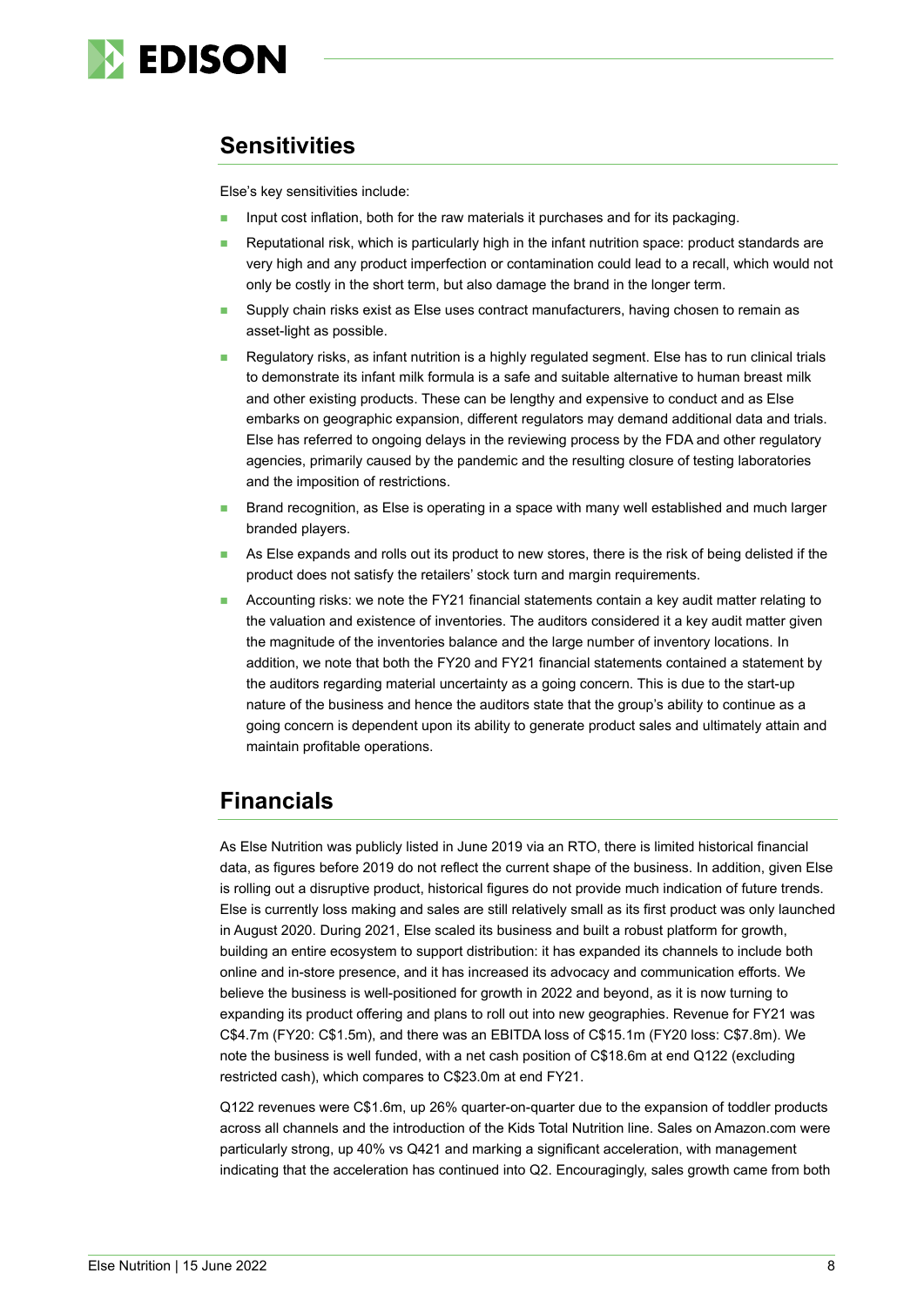## Sensitivities

Else's key sensitivities include:

- Input cost inflation, both for the raw materials it purchases and for its packaging.
- Reputational risk, which is particularly high in the infant nutrition space: product standards are very high and any product imperfection or contamination could lead to a recall, which would not only be costly in the short term, but also damage the brand in the longer term.
- Supply chain risks exist as Else uses contract manufacturers, having chosen to remain as asset-light as possible.
- Regulatory risks, as infant nutrition is a highly regulated segment. Else has to run clinical trials to demonstrate its infant milk formula is a safe and suitable alternative to human breast milk and other existing products. These can be lengthy and expensive to conduct and as Else embarks on geographic expansion, different regulators may demand additional data and trials. Else has referred to ongoing delays in the reviewing process by the FDA and other regulatory agencies, primarily caused by the pandemic and the resulting closure of testing laboratories and the imposition of restrictions.
- Brand recognition, as Else is operating in a space with many well established and much larger branded players.
- As Else expands and rolls out its product to new stores, there is the risk of being delisted if the product does not satisfy the retailers' stock turn and margin requirements.
- Accounting risks: we note the FY21 financial statements contain a key audit matter relating to the valuation and existence of inventories. The auditors considered it a key audit matter given the magnitude of the inventories balance and the large number of inventory locations. In addition, we note that both the FY20 and FY21 financial statements contained a statement by the auditors regarding material uncertainty as a going concern. This is due to the start-up nature of the business and hence the auditors state that the group's ability to continue as a going concern is dependent upon its ability to generate product sales and ultimately attain and maintain profitable operations.

## Financials

As Else Nutrition was publicly listed in June 2019 via an RTO, there is limited historical financial data, as figures before 2019 do not reflect the current shape of the business. In addition, given Else is rolling out a disruptive product, historical figures do not provide much indication of future trends. Else is currently loss making and sales are still relatively small as its first product was only launched in August 2020. During 2021, Else scaled its business and built a robust platform for growth, building an entire ecosystem to support distribution: it has expanded its channels to include both online and in-store presence, and it has increased its advocacy and communication efforts. We believe the business is well-positioned for growth in 2022 and beyond, as it is now turning to expanding its product offering and plans to roll out into new geographies. Revenue for FY21 was C$4.7m (FY20: C$1.5m), and there was an EBITDA loss of C$15.1m (FY20 loss: C$7.8m). We note the business is well funded, with a net cash position of C$18.6m at end Q122 (excluding restricted cash), which compares to C$23.0m at end FY21.

Q122 revenues were C$1.6m, up 26% quarter-on-quarter due to the expansion of toddler products across all channels and the introduction of the Kids Total Nutrition line. Sales on Amazon.com were particularly strong, up 40% vs Q421 and marking a significant acceleration, with management indicating that the acceleration has continued into Q2. Encouragingly, sales growth came from both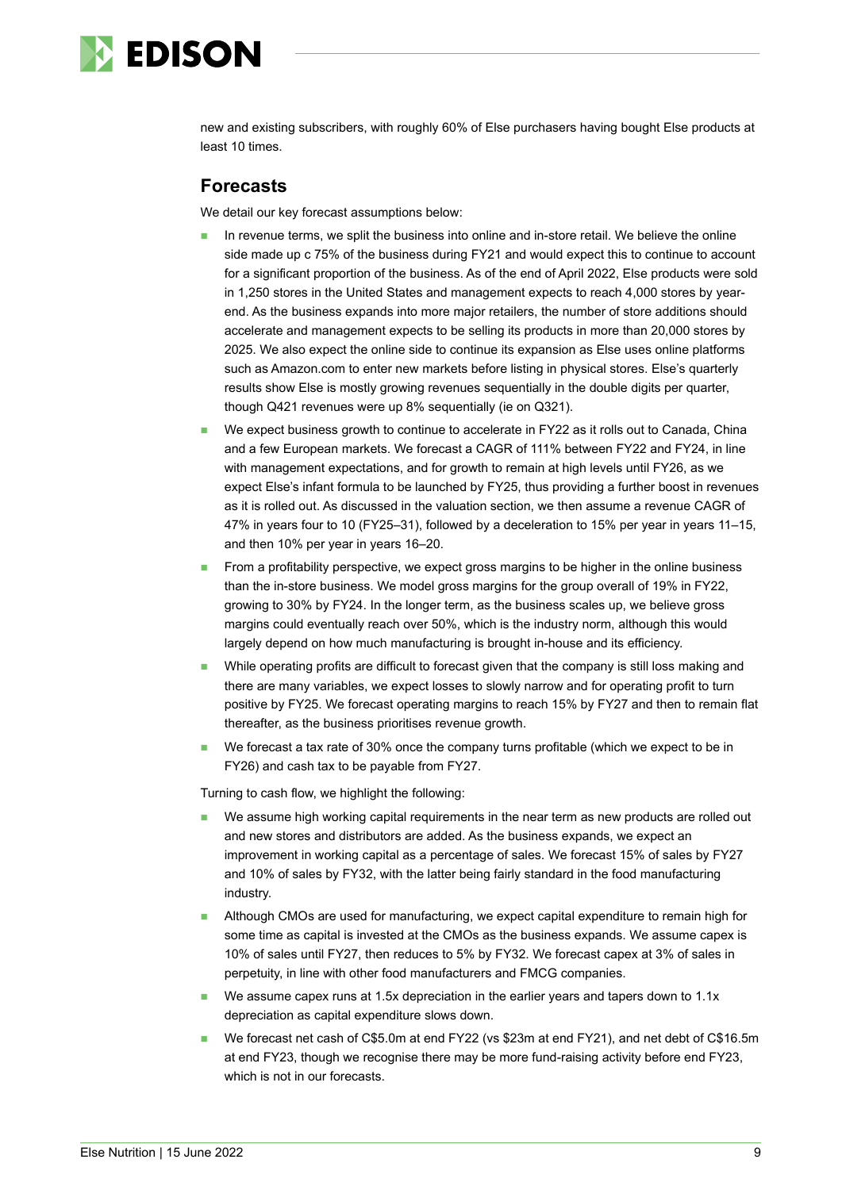new and existing subscribers, with roughly 60% of Else purchasers having bought Else products at least 10 times.

## Forecasts

We detail our key forecast assumptions below:

- In revenue terms, we split the business into online and in-store retail. We believe the online side made up c 75% of the business during FY21 and would expect this to continue to account for a significant proportion of the business. As of the end of April 2022, Else products were sold in 1,250 stores in the United States and management expects to reach 4,000 stores by year-end. As the business expands into more major retailers, the number of store additions should accelerate and management expects to be selling its products in more than 20,000 stores by 2025. We also expect the online side to continue its expansion as Else uses online platforms such as Amazon.com to enter new markets before listing in physical stores. Else's quarterly results show Else is mostly growing revenues sequentially in the double digits per quarter, though Q421 revenues were up 8% sequentially (ie on Q321).
- We expect business growth to continue to accelerate in FY22 as it rolls out to Canada, China and a few European markets. We forecast a CAGR of 111% between FY22 and FY24, in line with management expectations, and for growth to remain at high levels until FY26, as we expect Else's infant formula to be launched by FY25, thus providing a further boost in revenues as it is rolled out. As discussed in the valuation section, we then assume a revenue CAGR of 47% in years four to 10 (FY25–31), followed by a deceleration to 15% per year in years 11–15, and then 10% per year in years 16–20.
- From a profitability perspective, we expect gross margins to be higher in the online business than the in-store business. We model gross margins for the group overall of 19% in FY22, growing to 30% by FY24. In the longer term, as the business scales up, we believe gross margins could eventually reach over 50%, which is the industry norm, although this would largely depend on how much manufacturing is brought in-house and its efficiency.
- While operating profits are difficult to forecast given that the company is still loss making and there are many variables, we expect losses to slowly narrow and for operating profit to turn positive by FY25. We forecast operating margins to reach 15% by FY27 and then to remain flat thereafter, as the business prioritises revenue growth.
- We forecast a tax rate of 30% once the company turns profitable (which we expect to be in FY26) and cash tax to be payable from FY27.

Turning to cash flow, we highlight the following:

- We assume high working capital requirements in the near term as new products are rolled out and new stores and distributors are added. As the business expands, we expect an improvement in working capital as a percentage of sales. We forecast 15% of sales by FY27 and 10% of sales by FY32, with the latter being fairly standard in the food manufacturing industry.
- Although CMOs are used for manufacturing, we expect capital expenditure to remain high for some time as capital is invested at the CMOs as the business expands. We assume capex is 10% of sales until FY27, then reduces to 5% by FY32. We forecast capex at 3% of sales in perpetuity, in line with other food manufacturers and FMCG companies.
- We assume capex runs at 1.5x depreciation in the earlier years and tapers down to 1.1x depreciation as capital expenditure slows down.
- We forecast net cash of C$5.0m at end FY22 (vs $23m at end FY21), and net debt of C$16.5m at end FY23, though we recognise there may be more fund-raising activity before end FY23, which is not in our forecasts.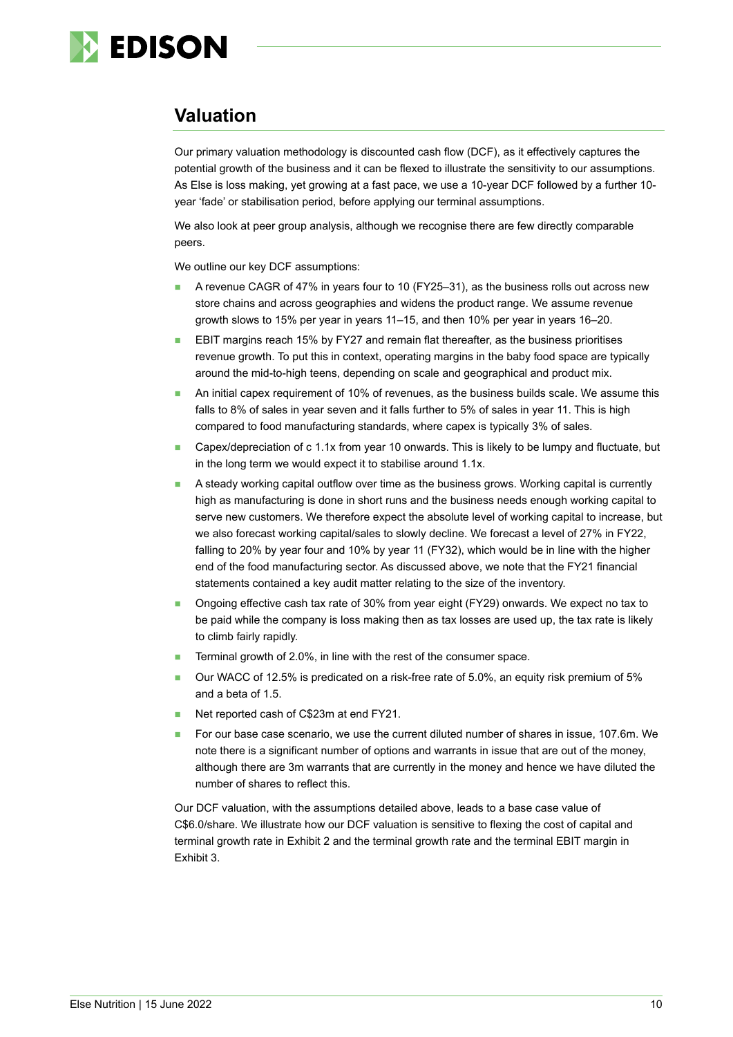## Valuation

Our primary valuation methodology is discounted cash flow (DCF), as it effectively captures the potential growth of the business and it can be flexed to illustrate the sensitivity to our assumptions. As Else is loss making, yet growing at a fast pace, we use a 10-year DCF followed by a further 10-year 'fade' or stabilisation period, before applying our terminal assumptions.

We also look at peer group analysis, although we recognise there are few directly comparable peers.

We outline our key DCF assumptions:

- A revenue CAGR of 47% in years four to 10 (FY25–31), as the business rolls out across new store chains and across geographies and widens the product range. We assume revenue growth slows to 15% per year in years 11–15, and then 10% per year in years 16–20.
- EBIT margins reach 15% by FY27 and remain flat thereafter, as the business prioritises revenue growth. To put this in context, operating margins in the baby food space are typically around the mid-to-high teens, depending on scale and geographical and product mix.
- An initial capex requirement of 10% of revenues, as the business builds scale. We assume this falls to 8% of sales in year seven and it falls further to 5% of sales in year 11. This is high compared to food manufacturing standards, where capex is typically 3% of sales.
- Capex/depreciation of c 1.1x from year 10 onwards. This is likely to be lumpy and fluctuate, but in the long term we would expect it to stabilise around 1.1x.
- A steady working capital outflow over time as the business grows. Working capital is currently high as manufacturing is done in short runs and the business needs enough working capital to serve new customers. We therefore expect the absolute level of working capital to increase, but we also forecast working capital/sales to slowly decline. We forecast a level of 27% in FY22, falling to 20% by year four and 10% by year 11 (FY32), which would be in line with the higher end of the food manufacturing sector. As discussed above, we note that the FY21 financial statements contained a key audit matter relating to the size of the inventory.
- Ongoing effective cash tax rate of 30% from year eight (FY29) onwards. We expect no tax to be paid while the company is loss making then as tax losses are used up, the tax rate is likely to climb fairly rapidly.
- Terminal growth of 2.0%, in line with the rest of the consumer space.
- Our WACC of 12.5% is predicated on a risk-free rate of 5.0%, an equity risk premium of 5% and a beta of 1.5.
- Net reported cash of C$23m at end FY21.
- For our base case scenario, we use the current diluted number of shares in issue, 107.6m. We note there is a significant number of options and warrants in issue that are out of the money, although there are 3m warrants that are currently in the money and hence we have diluted the number of shares to reflect this.

Our DCF valuation, with the assumptions detailed above, leads to a base case value of C$6.0/share. We illustrate how our DCF valuation is sensitive to flexing the cost of capital and terminal growth rate in Exhibit 2 and the terminal growth rate and the terminal EBIT margin in Exhibit 3.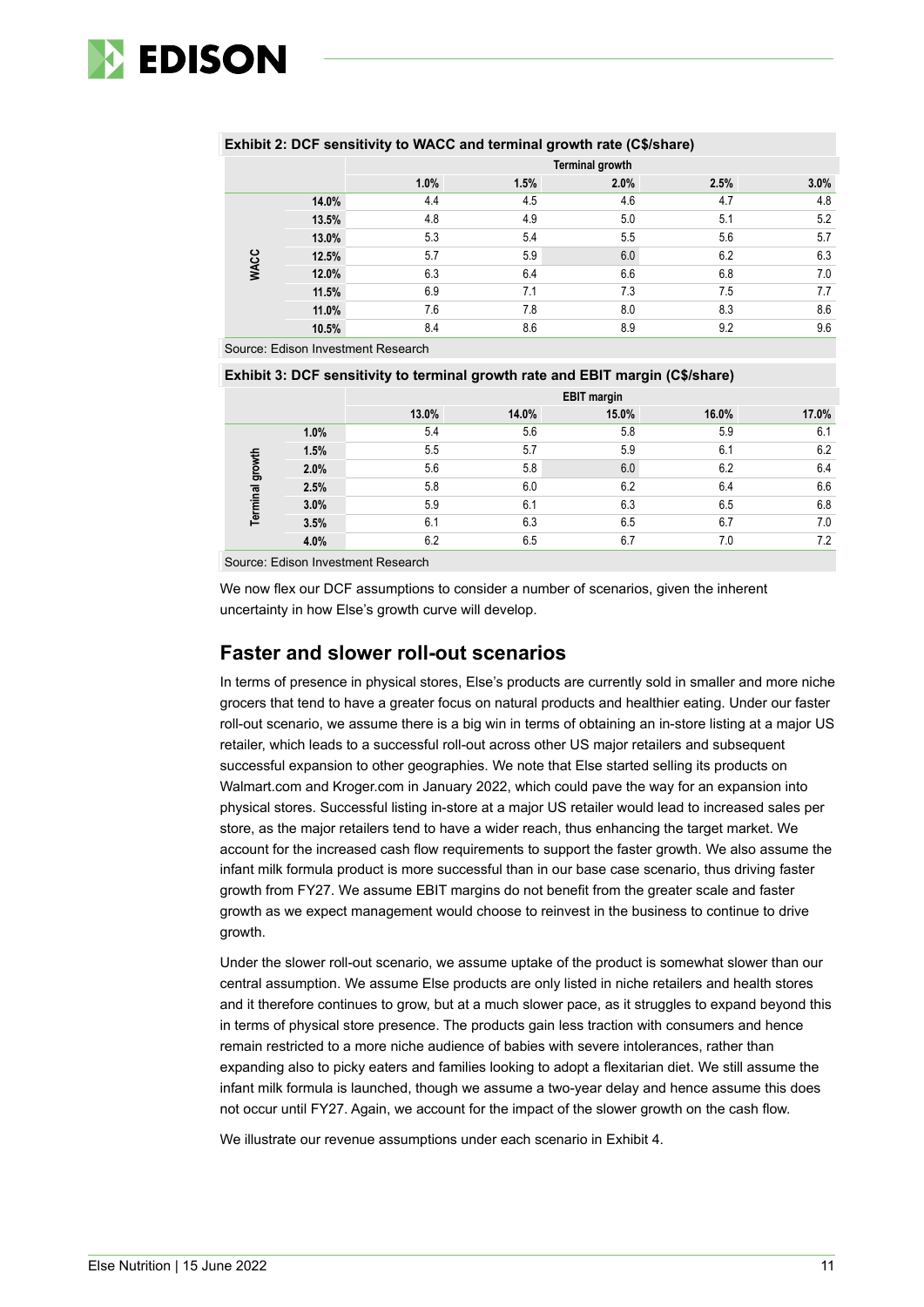**Exhibit 2: DCF sensitivity to WACC and terminal growth rate (C$/share)**

| | | Terminal growth | | | | |
|---|---|---|---|---|---|---|
| | | 1.0% | 1.5% | 2.0% | 2.5% | 3.0% |
| WACC | 14.0% | 4.4 | 4.5 | 4.6 | 4.7 | 4.8 |
| | 13.5% | 4.8 | 4.9 | 5.0 | 5.1 | 5.2 |
| | 13.0% | 5.3 | 5.4 | 5.5 | 5.6 | 5.7 |
| | 12.5% | 5.7 | 5.9 | 6.0 | 6.2 | 6.3 |
| | 12.0% | 6.3 | 6.4 | 6.6 | 6.8 | 7.0 |
| | 11.5% | 6.9 | 7.1 | 7.3 | 7.5 | 7.7 |
| | 11.0% | 7.6 | 7.8 | 8.0 | 8.3 | 8.6 |
| | 10.5% | 8.4 | 8.6 | 8.9 | 9.2 | 9.6 |

Source: Edison Investment Research

**Exhibit 3: DCF sensitivity to terminal growth rate and EBIT margin (C$/share)**

| | | EBIT margin | | | | |
|---|---|---|---|---|---|---|
| | | 13.0% | 14.0% | 15.0% | 16.0% | 17.0% |
| Terminal growth | 1.0% | 5.4 | 5.6 | 5.8 | 5.9 | 6.1 |
| | 1.5% | 5.5 | 5.7 | 5.9 | 6.1 | 6.2 |
| | 2.0% | 5.6 | 5.8 | 6.0 | 6.2 | 6.4 |
| | 2.5% | 5.8 | 6.0 | 6.2 | 6.4 | 6.6 |
| | 3.0% | 5.9 | 6.1 | 6.3 | 6.5 | 6.8 |
| | 3.5% | 6.1 | 6.3 | 6.5 | 6.7 | 7.0 |
| | 4.0% | 6.2 | 6.5 | 6.7 | 7.0 | 7.2 |

Source: Edison Investment Research

We now flex our DCF assumptions to consider a number of scenarios, given the inherent uncertainty in how Else's growth curve will develop.

## Faster and slower roll-out scenarios

In terms of presence in physical stores, Else's products are currently sold in smaller and more niche grocers that tend to have a greater focus on natural products and healthier eating. Under our faster roll-out scenario, we assume there is a big win in terms of obtaining an in-store listing at a major US retailer, which leads to a successful roll-out across other US major retailers and subsequent successful expansion to other geographies. We note that Else started selling its products on Walmart.com and Kroger.com in January 2022, which could pave the way for an expansion into physical stores. Successful listing in-store at a major US retailer would lead to increased sales per store, as the major retailers tend to have a wider reach, thus enhancing the target market. We account for the increased cash flow requirements to support the faster growth. We also assume the infant milk formula product is more successful than in our base case scenario, thus driving faster growth from FY27. We assume EBIT margins do not benefit from the greater scale and faster growth as we expect management would choose to reinvest in the business to continue to drive growth.

Under the slower roll-out scenario, we assume uptake of the product is somewhat slower than our central assumption. We assume Else products are only listed in niche retailers and health stores and it therefore continues to grow, but at a much slower pace, as it struggles to expand beyond this in terms of physical store presence. The products gain less traction with consumers and hence remain restricted to a more niche audience of babies with severe intolerances, rather than expanding also to picky eaters and families looking to adopt a flexitarian diet. We still assume the infant milk formula is launched, though we assume a two-year delay and hence assume this does not occur until FY27. Again, we account for the impact of the slower growth on the cash flow.

We illustrate our revenue assumptions under each scenario in Exhibit 4.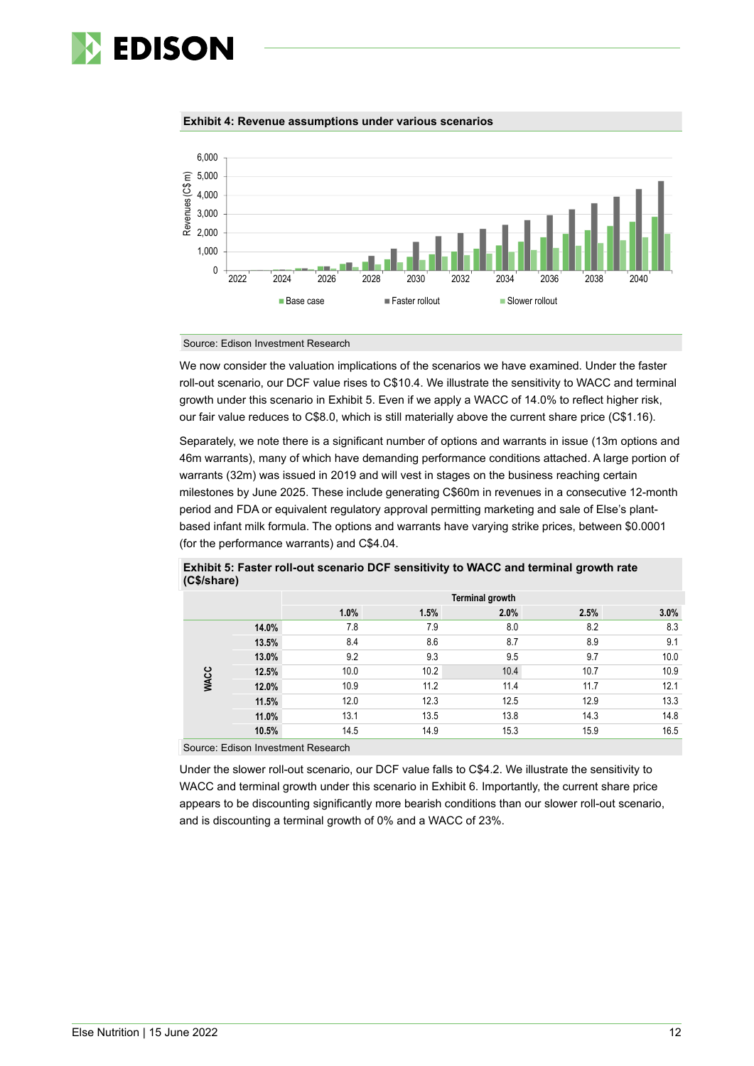**Exhibit 4: Revenue assumptions under various scenarios**

Source: Edison Investment Research

We now consider the valuation implications of the scenarios we have examined. Under the faster roll-out scenario, our DCF value rises to C$10.4. We illustrate the sensitivity to WACC and terminal growth under this scenario in Exhibit 5. Even if we apply a WACC of 14.0% to reflect higher risk, our fair value reduces to C$8.0, which is still materially above the current share price (C$1.16).

Separately, we note there is a significant number of options and warrants in issue (13m options and 46m warrants), many of which have demanding performance conditions attached. A large portion of warrants (32m) was issued in 2019 and will vest in stages on the business reaching certain milestones by June 2025. These include generating C$60m in revenues in a consecutive 12-month period and FDA or equivalent regulatory approval permitting marketing and sale of Else's plant-based infant milk formula. The options and warrants have varying strike prices, between $0.0001 (for the performance warrants) and C$4.04.

**Exhibit 5: Faster roll-out scenario DCF sensitivity to WACC and terminal growth rate (C$/share)**

| | | Terminal growth | | | | |
|---|---|---|---|---|---|---|
| | | 1.0% | 1.5% | 2.0% | 2.5% | 3.0% |
| WACC | 14.0% | 7.8 | 7.9 | 8.0 | 8.2 | 8.3 |
| | 13.5% | 8.4 | 8.6 | 8.7 | 8.9 | 9.1 |
| | 13.0% | 9.2 | 9.3 | 9.5 | 9.7 | 10.0 |
| | 12.5% | 10.0 | 10.2 | 10.4 | 10.7 | 10.9 |
| | 12.0% | 10.9 | 11.2 | 11.4 | 11.7 | 12.1 |
| | 11.5% | 12.0 | 12.3 | 12.5 | 12.9 | 13.3 |
| | 11.0% | 13.1 | 13.5 | 13.8 | 14.3 | 14.8 |
| | 10.5% | 14.5 | 14.9 | 15.3 | 15.9 | 16.5 |

Source: Edison Investment Research

Under the slower roll-out scenario, our DCF value falls to C$4.2. We illustrate the sensitivity to WACC and terminal growth under this scenario in Exhibit 6. Importantly, the current share price appears to be discounting significantly more bearish conditions than our slower roll-out scenario, and is discounting a terminal growth of 0% and a WACC of 23%.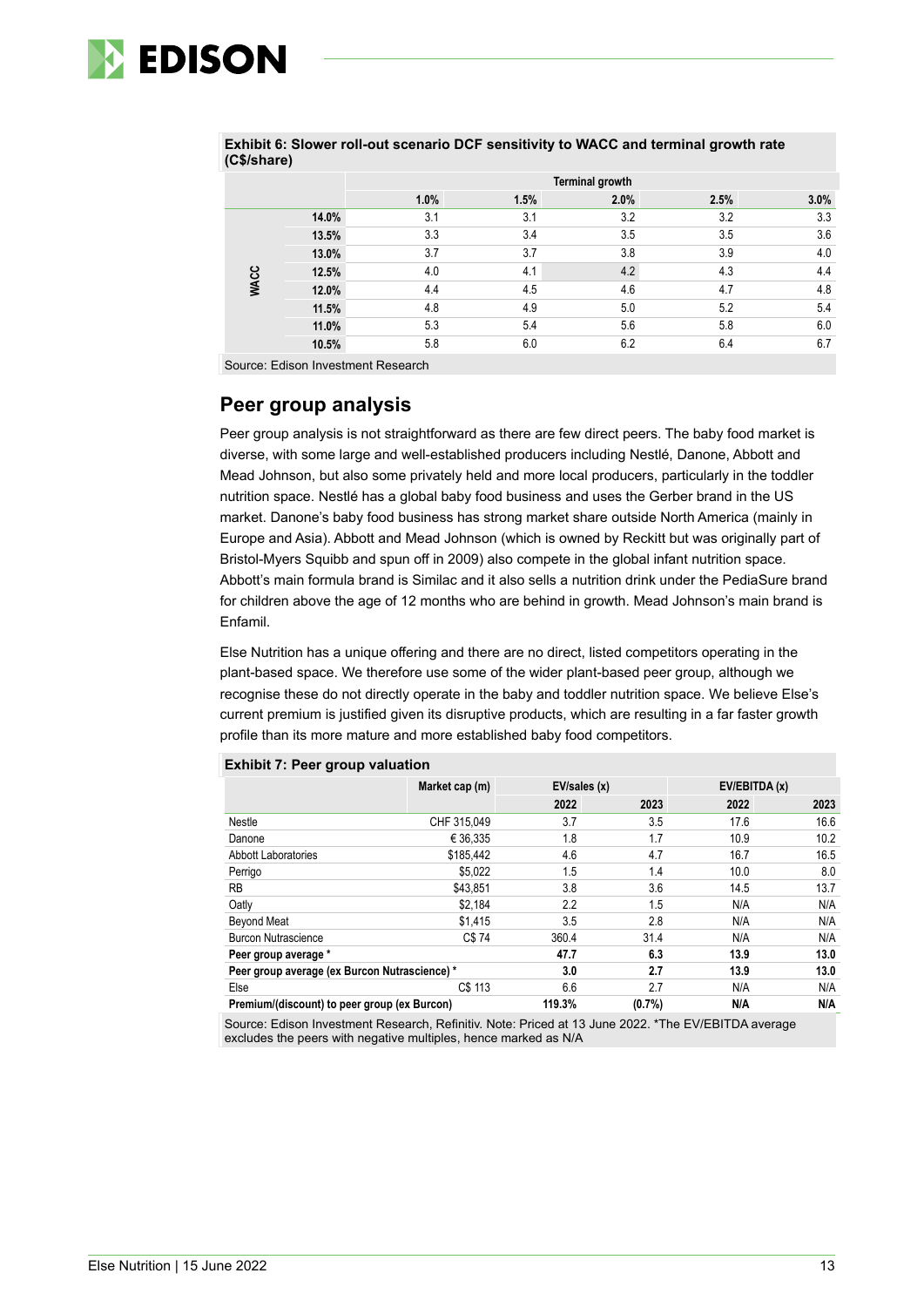**Exhibit 6: Slower roll-out scenario DCF sensitivity to WACC and terminal growth rate (C$/share)**

| | | Terminal growth | | | | |
|---|---|---|---|---|---|---|
| | | 1.0% | 1.5% | 2.0% | 2.5% | 3.0% |
| WACC | 14.0% | 3.1 | 3.1 | 3.2 | 3.2 | 3.3 |
| | 13.5% | 3.3 | 3.4 | 3.5 | 3.5 | 3.6 |
| | 13.0% | 3.7 | 3.7 | 3.8 | 3.9 | 4.0 |
| | 12.5% | 4.0 | 4.1 | 4.2 | 4.3 | 4.4 |
| | 12.0% | 4.4 | 4.5 | 4.6 | 4.7 | 4.8 |
| | 11.5% | 4.8 | 4.9 | 5.0 | 5.2 | 5.4 |
| | 11.0% | 5.3 | 5.4 | 5.6 | 5.8 | 6.0 |
| | 10.5% | 5.8 | 6.0 | 6.2 | 6.4 | 6.7 |

Source: Edison Investment Research

## Peer group analysis

Peer group analysis is not straightforward as there are few direct peers. The baby food market is diverse, with some large and well-established producers including Nestlé, Danone, Abbott and Mead Johnson, but also some privately held and more local producers, particularly in the toddler nutrition space. Nestlé has a global baby food business and uses the Gerber brand in the US market. Danone's baby food business has strong market share outside North America (mainly in Europe and Asia). Abbott and Mead Johnson (which is owned by Reckitt but was originally part of Bristol-Myers Squibb and spun off in 2009) also compete in the global infant nutrition space. Abbott's main formula brand is Similac and it also sells a nutrition drink under the PediaSure brand for children above the age of 12 months who are behind in growth. Mead Johnson's main brand is Enfamil.

Else Nutrition has a unique offering and there are no direct, listed competitors operating in the plant-based space. We therefore use some of the wider plant-based peer group, although we recognise these do not directly operate in the baby and toddler nutrition space. We believe Else's current premium is justified given its disruptive products, which are resulting in a far faster growth profile than its more mature and more established baby food competitors.

**Exhibit 7: Peer group valuation**

| | Market cap (m) | EV/sales (x) | | EV/EBITDA (x) | |
|---|---|---|---|---|---|
| | | 2022 | 2023 | 2022 | 2023 |
| Nestle | CHF 315,049 | 3.7 | 3.5 | 17.6 | 16.6 |
| Danone | € 36,335 | 1.8 | 1.7 | 10.9 | 10.2 |
| Abbott Laboratories | $185,442 | 4.6 | 4.7 | 16.7 | 16.5 |
| Perrigo | $5,022 | 1.5 | 1.4 | 10.0 | 8.0 |
| RB | $43,851 | 3.8 | 3.6 | 14.5 | 13.7 |
| Oatly | $2,184 | 2.2 | 1.5 | N/A | N/A |
| Beyond Meat | $1,415 | 3.5 | 2.8 | N/A | N/A |
| Burcon Nutrascience | C$ 74 | 360.4 | 31.4 | N/A | N/A |
| **Peer group average \*** | | **47.7** | **6.3** | **13.9** | **13.0** |
| **Peer group average (ex Burcon Nutrascience) \*** | | **3.0** | **2.7** | **13.9** | **13.0** |
| Else | C$ 113 | 6.6 | 2.7 | N/A | N/A |
| **Premium/(discount) to peer group (ex Burcon)** | | **119.3%** | **(0.7%)** | **N/A** | **N/A** |

Source: Edison Investment Research, Refinitiv. Note: Priced at 13 June 2022. *The EV/EBITDA average excludes the peers with negative multiples, hence marked as N/A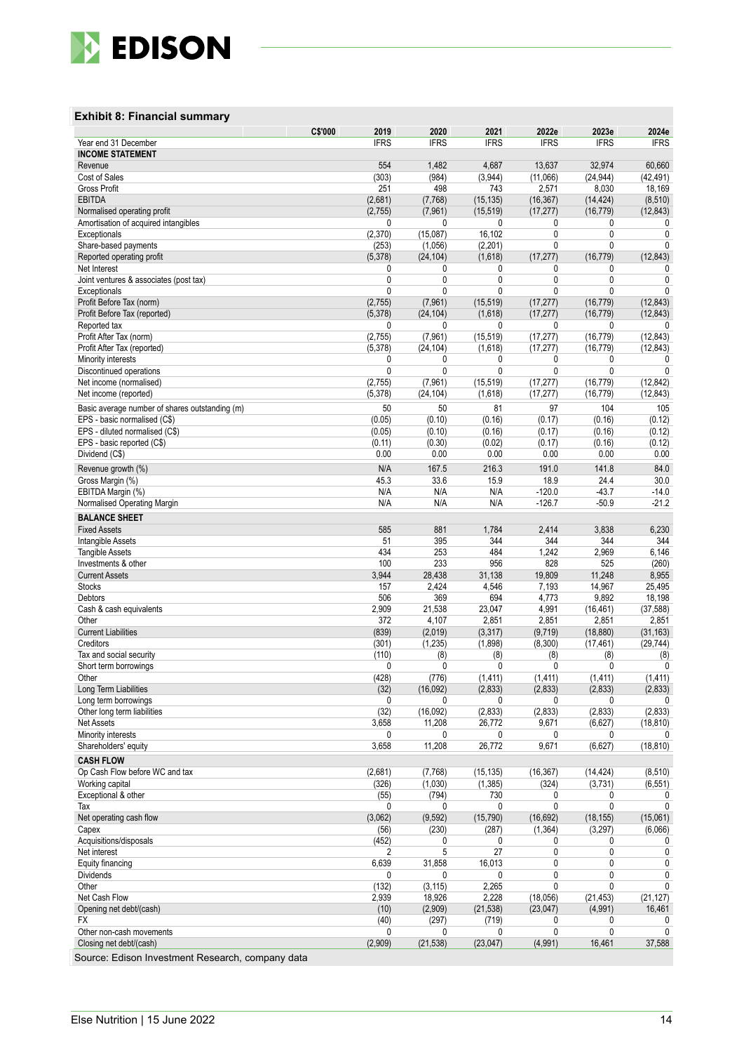### Exhibit 8: Financial summary

| C$'000 | 2019 | 2020 | 2021 | 2022e | 2023e | 2024e |
|---|---|---|---|---|---|---|
| Year end 31 December | IFRS | IFRS | IFRS | IFRS | IFRS | IFRS |
| **INCOME STATEMENT** | | | | | | |
| Revenue | 554 | 1,482 | 4,687 | 13,637 | 32,974 | 60,660 |
| Cost of Sales | (303) | (984) | (3,944) | (11,066) | (24,944) | (42,491) |
| Gross Profit | 251 | 498 | 743 | 2,571 | 8,030 | 18,169 |
| EBITDA | (2,681) | (7,768) | (15,135) | (16,367) | (14,424) | (8,510) |
| Normalised operating profit | (2,755) | (7,961) | (15,519) | (17,277) | (16,779) | (12,843) |
| Amortisation of acquired intangibles | 0 | 0 | 0 | 0 | 0 | 0 |
| Exceptionals | (2,370) | (15,087) | 16,102 | 0 | 0 | 0 |
| Share-based payments | (253) | (1,056) | (2,201) | 0 | 0 | 0 |
| Reported operating profit | (5,378) | (24,104) | (1,618) | (17,277) | (16,779) | (12,843) |
| Net Interest | 0 | 0 | 0 | 0 | 0 | 0 |
| Joint ventures & associates (post tax) | 0 | 0 | 0 | 0 | 0 | 0 |
| Exceptionals | 0 | 0 | 0 | 0 | 0 | 0 |
| Profit Before Tax (norm) | (2,755) | (7,961) | (15,519) | (17,277) | (16,779) | (12,843) |
| Profit Before Tax (reported) | (5,378) | (24,104) | (1,618) | (17,277) | (16,779) | (12,843) |
| Reported tax | 0 | 0 | 0 | 0 | 0 | 0 |
| Profit After Tax (norm) | (2,755) | (7,961) | (15,519) | (17,277) | (16,779) | (12,843) |
| Profit After Tax (reported) | (5,378) | (24,104) | (1,618) | (17,277) | (16,779) | (12,843) |
| Minority interests | 0 | 0 | 0 | 0 | 0 | 0 |
| Discontinued operations | 0 | 0 | 0 | 0 | 0 | 0 |
| Net income (normalised) | (2,755) | (7,961) | (15,519) | (17,277) | (16,779) | (12,842) |
| Net income (reported) | (5,378) | (24,104) | (1,618) | (17,277) | (16,779) | (12,843) |
| Basic average number of shares outstanding (m) | 50 | 50 | 81 | 97 | 104 | 105 |
| EPS - basic normalised (C$) | (0.05) | (0.10) | (0.16) | (0.17) | (0.16) | (0.12) |
| EPS - diluted normalised (C$) | (0.05) | (0.10) | (0.16) | (0.17) | (0.16) | (0.12) |
| EPS - basic reported (C$) | (0.11) | (0.30) | (0.02) | (0.17) | (0.16) | (0.12) |
| Dividend (C$) | 0.00 | 0.00 | 0.00 | 0.00 | 0.00 | 0.00 |
| Revenue growth (%) | N/A | 167.5 | 216.3 | 191.0 | 141.8 | 84.0 |
| Gross Margin (%) | 45.3 | 33.6 | 15.9 | 18.9 | 24.4 | 30.0 |
| EBITDA Margin (%) | N/A | N/A | N/A | -120.0 | -43.7 | -14.0 |
| Normalised Operating Margin | N/A | N/A | N/A | -126.7 | -50.9 | -21.2 |
| **BALANCE SHEET** | | | | | | |
| Fixed Assets | 585 | 881 | 1,784 | 2,414 | 3,838 | 6,230 |
| Intangible Assets | 51 | 395 | 344 | 344 | 344 | 344 |
| Tangible Assets | 434 | 253 | 484 | 1,242 | 2,969 | 6,146 |
| Investments & other | 100 | 233 | 956 | 828 | 525 | (260) |
| Current Assets | 3,944 | 28,438 | 31,138 | 19,809 | 11,248 | 8,955 |
| Stocks | 157 | 2,424 | 4,546 | 7,193 | 14,967 | 25,495 |
| Debtors | 506 | 369 | 694 | 4,773 | 9,892 | 18,198 |
| Cash & cash equivalents | 2,909 | 21,538 | 23,047 | 4,991 | (16,461) | (37,588) |
| Other | 372 | 4,107 | 2,851 | 2,851 | 2,851 | 2,851 |
| Current Liabilities | (839) | (2,019) | (3,317) | (9,719) | (18,880) | (31,163) |
| Creditors | (301) | (1,235) | (1,898) | (8,300) | (17,461) | (29,744) |
| Tax and social security | (110) | (8) | (8) | (8) | (8) | (8) |
| Short term borrowings | 0 | 0 | 0 | 0 | 0 | 0 |
| Other | (428) | (776) | (1,411) | (1,411) | (1,411) | (1,411) |
| Long Term Liabilities | (32) | (16,092) | (2,833) | (2,833) | (2,833) | (2,833) |
| Long term borrowings | 0 | 0 | 0 | 0 | 0 | 0 |
| Other long term liabilities | (32) | (16,092) | (2,833) | (2,833) | (2,833) | (2,833) |
| Net Assets | 3,658 | 11,208 | 26,772 | 9,671 | (6,627) | (18,810) |
| Minority interests | 0 | 0 | 0 | 0 | 0 | 0 |
| Shareholders' equity | 3,658 | 11,208 | 26,772 | 9,671 | (6,627) | (18,810) |
| **CASH FLOW** | | | | | | |
| Op Cash Flow before WC and tax | (2,681) | (7,768) | (15,135) | (16,367) | (14,424) | (8,510) |
| Working capital | (326) | (1,030) | (1,385) | (324) | (3,731) | (6,551) |
| Exceptional & other | (55) | (794) | 730 | 0 | 0 | 0 |
| Tax | 0 | 0 | 0 | 0 | 0 | 0 |
| Net operating cash flow | (3,062) | (9,592) | (15,790) | (16,692) | (18,155) | (15,061) |
| Capex | (56) | (230) | (287) | (1,364) | (3,297) | (6,066) |
| Acquisitions/disposals | (452) | 0 | 0 | 0 | 0 | 0 |
| Net interest | 2 | 5 | 27 | 0 | 0 | 0 |
| Equity financing | 6,639 | 31,858 | 16,013 | 0 | 0 | 0 |
| Dividends | 0 | 0 | 0 | 0 | 0 | 0 |
| Other | (132) | (3,115) | 2,265 | 0 | 0 | 0 |
| Net Cash Flow | 2,939 | 18,926 | 2,228 | (18,056) | (21,453) | (21,127) |
| Opening net debt/(cash) | (10) | (2,909) | (21,538) | (23,047) | (4,991) | 16,461 |
| FX | (40) | (297) | (719) | 0 | 0 | 0 |
| Other non-cash movements | 0 | 0 | 0 | 0 | 0 | 0 |
| Closing net debt/(cash) | (2,909) | (21,538) | (23,047) | (4,991) | 16,461 | 37,588 |

Source: Edison Investment Research, company data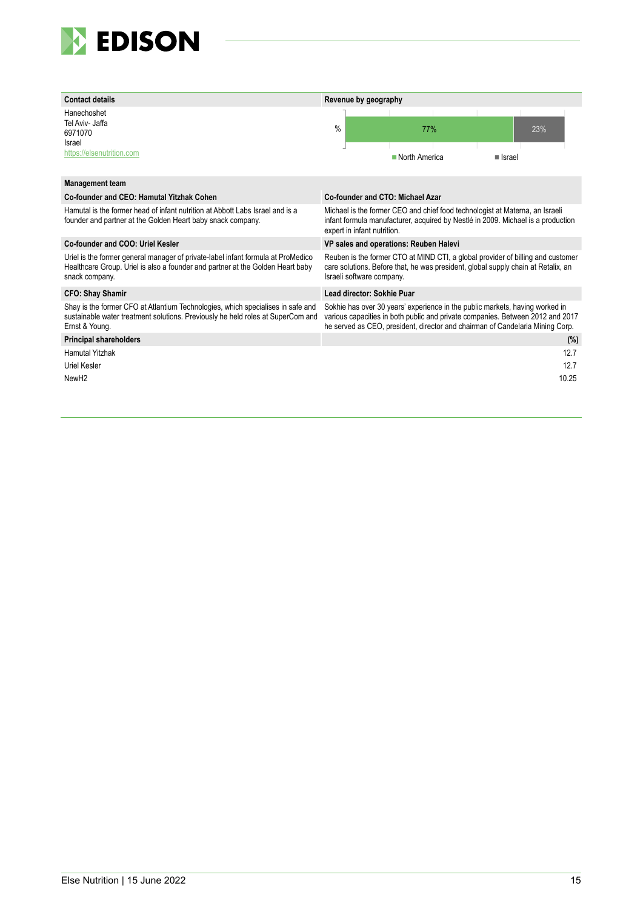**Contact details**

Hanechoshet
Tel Aviv- Jaffa
6971070
Israel
https://elsenutrition.com

**Revenue by geography**

| Region | % |
|---|---|
| North America | 77% |
| Israel | 23% |

**Management team**

**Co-founder and CEO: Hamutal Yitzhak Cohen**

Hamutal is the former head of infant nutrition at Abbott Labs Israel and is a founder and partner at the Golden Heart baby snack company.

**Co-founder and CTO: Michael Azar**

Michael is the former CEO and chief food technologist at Materna, an Israeli infant formula manufacturer, acquired by Nestlé in 2009. Michael is a production expert in infant nutrition.

**Co-founder and COO: Uriel Kesler**

Uriel is the former general manager of private-label infant formula at ProMedico Healthcare Group. Uriel is also a founder and partner at the Golden Heart baby snack company.

**VP sales and operations: Reuben Halevi**

Reuben is the former CTO at MIND CTI, a global provider of billing and customer care solutions. Before that, he was president, global supply chain at Retalix, an Israeli software company.

**CFO: Shay Shamir**

Shay is the former CFO at Atlantium Technologies, which specialises in safe and sustainable water treatment solutions. Previously he held roles at SuperCom and Ernst & Young.

**Lead director: Sokhie Puar**

Sokhie has over 30 years' experience in the public markets, having worked in various capacities in both public and private companies. Between 2012 and 2017 he served as CEO, president, director and chairman of Candelaria Mining Corp.

| Principal shareholders | (%) |
|---|---|
| Hamutal Yitzhak | 12.7 |
| Uriel Kesler | 12.7 |
| NewH2 | 10.25 |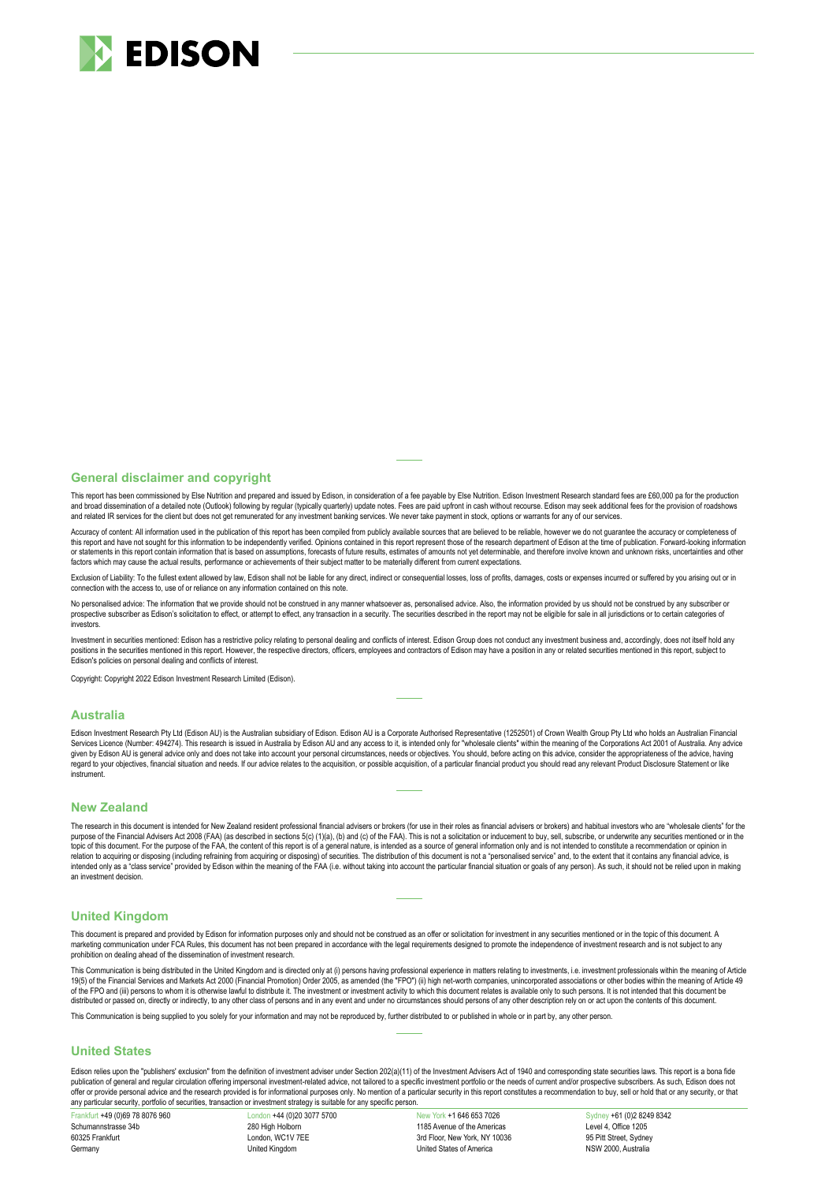## General disclaimer and copyright

This report has been commissioned by Else Nutrition and prepared and issued by Edison, in consideration of a fee payable by Else Nutrition. Edison Investment Research standard fees are £60,000 pa for the production and broad dissemination of a detailed note (Outlook) following by regular (typically quarterly) update notes. Fees are paid upfront in cash without recourse. Edison may seek additional fees for the provision of roadshows and related IR services for the client but does not get remunerated for any investment banking services. We never take payment in stock, options or warrants for any of our services.

Accuracy of content: All information used in the publication of this report has been compiled from publicly available sources that are believed to be reliable, however we do not guarantee the accuracy or completeness of this report and have not sought for this information to be independently verified. Opinions contained in this report represent those of the research department of Edison at the time of publication. Forward-looking information or statements in this report contain information that is based on assumptions, forecasts of future results, estimates of amounts not yet determinable, and therefore involve known and unknown risks, uncertainties and other factors which may cause the actual results, performance or achievements of their subject matter to be materially different from current expectations.

Exclusion of Liability: To the fullest extent allowed by law, Edison shall not be liable for any direct, indirect or consequential losses, loss of profits, damages, costs or expenses incurred or suffered by you arising out or in connection with the access to, use of or reliance on any information contained on this note.

No personalised advice: The information that we provide should not be construed in any manner whatsoever as, personalised advice. Also, the information provided by us should not be construed by any subscriber or prospective subscriber as Edison's solicitation to effect, or attempt to effect, any transaction in a security. The securities described in the report may not be eligible for sale in all jurisdictions or to certain categories of investors.

Investment in securities mentioned: Edison has a restrictive policy relating to personal dealing and conflicts of interest. Edison Group does not conduct any investment business and, accordingly, does not itself hold any positions in the securities mentioned in this report. However, the respective directors, officers, employees and contractors of Edison may have a position in any or related securities mentioned in this report, subject to Edison's policies on personal dealing and conflicts of interest.

Copyright: Copyright 2022 Edison Investment Research Limited (Edison).

## Australia

Edison Investment Research Pty Ltd (Edison AU) is the Australian subsidiary of Edison. Edison AU is a Corporate Authorised Representative (1252501) of Crown Wealth Group Pty Ltd who holds an Australian Financial Services Licence (Number: 494274). This research is issued in Australia by Edison AU and any access to it, is intended only for "wholesale clients" within the meaning of the Corporations Act 2001 of Australia. Any advice given by Edison AU is general advice only and does not take into account your personal circumstances, needs or objectives. You should, before acting on this advice, consider the appropriateness of the advice, having regard to your objectives, financial situation and needs. If our advice relates to the acquisition, or possible acquisition, of a particular financial product you should read any relevant Product Disclosure Statement or like instrument.

## New Zealand

The research in this document is intended for New Zealand resident professional financial advisers or brokers (for use in their roles as financial advisers or brokers) and habitual investors who are "wholesale clients" for the purpose of the Financial Advisers Act 2008 (FAA) (as described in sections 5(c) (1)(a), (b) and (c) of the FAA). This is not a solicitation or inducement to buy, sell, subscribe, or underwrite any securities mentioned or in the topic of this document. For the purpose of the FAA, the content of this report is of a general nature, is intended as a source of general information only and is not intended to constitute a recommendation or opinion in relation to acquiring or disposing (including refraining from acquiring or disposing) of securities. The distribution of this document is not a "personalised service" and, to the extent that it contains any financial advice, is intended only as a "class service" provided by Edison within the meaning of the FAA (i.e. without taking into account the particular financial situation or goals of any person). As such, it should not be relied upon in making an investment decision.

## United Kingdom

This document is prepared and provided by Edison for information purposes only and should not be construed as an offer or solicitation for investment in any securities mentioned or in the topic of this document. A marketing communication under FCA Rules, this document has not been prepared in accordance with the legal requirements designed to promote the independence of investment research and is not subject to any prohibition on dealing ahead of the dissemination of investment research.

This Communication is being distributed in the United Kingdom and is directed only at (i) persons having professional experience in matters relating to investments, i.e. investment professionals within the meaning of Article 19(5) of the Financial Services and Markets Act 2000 (Financial Promotion) Order 2005, as amended (the "FPO") (ii) high net-worth companies, unincorporated associations or other bodies within the meaning of Article 49 of the FPO and (iii) persons to whom it is otherwise lawful to distribute it. The investment or investment activity to which this document relates is available only to such persons. It is not intended that this document be distributed or passed on, directly or indirectly, to any other class of persons and in any event and under no circumstances should persons of any other description rely on or act upon the contents of this document.

This Communication is being supplied to you solely for your information and may not be reproduced by, further distributed to or published in whole or in part by, any other person.

## United States

Edison relies upon the "publishers' exclusion" from the definition of investment adviser under Section 202(a)(11) of the Investment Advisers Act of 1940 and corresponding state securities laws. This report is a bona fide publication of general and regular circulation offering impersonal investment-related advice, not tailored to a specific investment portfolio or the needs of current and/or prospective subscribers. As such, Edison does not offer or provide personal advice and the research provided is for informational purposes only. No mention of a particular security in this report constitutes a recommendation to buy, sell or hold that or any security, or that any particular security, portfolio of securities, transaction or investment strategy is suitable for any specific person.

Frankfurt +49 (0)69 78 8076 960
Schumannstrasse 34b
60325 Frankfurt
Germany

London +44 (0)20 3077 5700
280 High Holborn
London, WC1V 7EE
United Kingdom

New York +1 646 653 7026
1185 Avenue of the Americas
3rd Floor, New York, NY 10036
United States of America

Sydney +61 (0)2 8249 8342
Level 4, Office 1205
95 Pitt Street, Sydney
NSW 2000, Australia